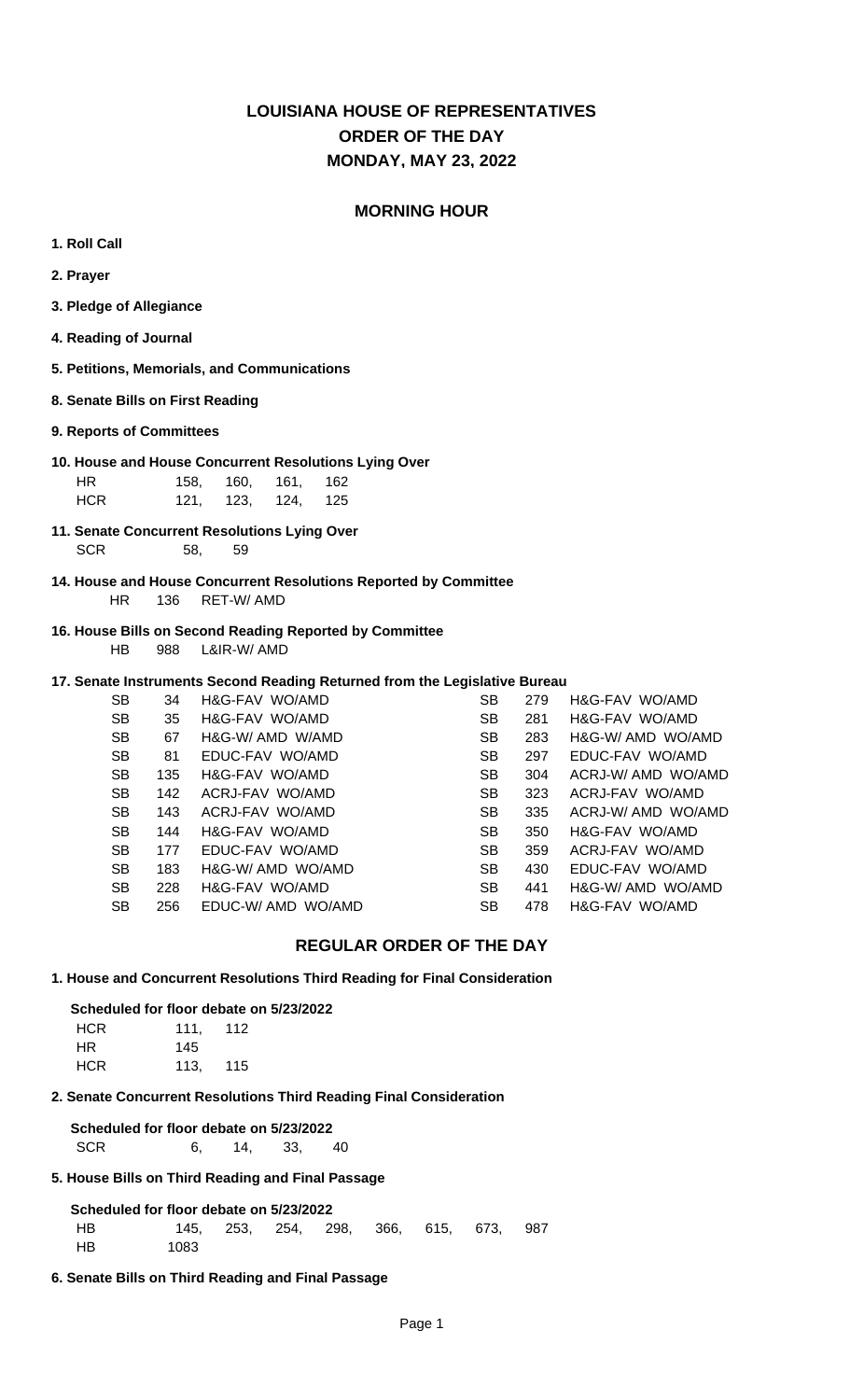# LOUISIANA HOUSE OF REPRESENTATIVES
# ORDER OF THE DAY
# MONDAY, MAY 23, 2022

## MORNING HOUR

**1. Roll Call**

**2. Prayer**

**3. Pledge of Allegiance**

**4. Reading of Journal**

**5. Petitions, Memorials, and Communications**

**8. Senate Bills on First Reading**

**9. Reports of Committees**

**10. House and House Concurrent Resolutions Lying Over**

| | | | | |
|---|---|---|---|---|
| HR | 158, | 160, | 161, | 162 |
| HCR | 121, | 123, | 124, | 125 |

**11. Senate Concurrent Resolutions Lying Over**

| | | |
|---|---|---|
| SCR | 58, | 59 |

**14. House and House Concurrent Resolutions Reported by Committee**

| | | |
|---|---|---|
| HR | 136 | RET-W/ AMD |

**16. House Bills on Second Reading Reported by Committee**

| | | |
|---|---|---|
| HB | 988 | L&IR-W/ AMD |

**17. Senate Instruments Second Reading Returned from the Legislative Bureau**

| | | |
|---|---|---|
| SB | 34 | H&G-FAV WO/AMD |
| SB | 35 | H&G-FAV WO/AMD |
| SB | 67 | H&G-W/ AMD W/AMD |
| SB | 81 | EDUC-FAV WO/AMD |
| SB | 135 | H&G-FAV WO/AMD |
| SB | 142 | ACRJ-FAV WO/AMD |
| SB | 143 | ACRJ-FAV WO/AMD |
| SB | 144 | H&G-FAV WO/AMD |
| SB | 177 | EDUC-FAV WO/AMD |
| SB | 183 | H&G-W/ AMD WO/AMD |
| SB | 228 | H&G-FAV WO/AMD |
| SB | 256 | EDUC-W/ AMD WO/AMD |
| SB | 279 | H&G-FAV WO/AMD |
| SB | 281 | H&G-FAV WO/AMD |
| SB | 283 | H&G-W/ AMD WO/AMD |
| SB | 297 | EDUC-FAV WO/AMD |
| SB | 304 | ACRJ-W/ AMD WO/AMD |
| SB | 323 | ACRJ-FAV WO/AMD |
| SB | 335 | ACRJ-W/ AMD WO/AMD |
| SB | 350 | H&G-FAV WO/AMD |
| SB | 359 | ACRJ-FAV WO/AMD |
| SB | 430 | EDUC-FAV WO/AMD |
| SB | 441 | H&G-W/ AMD WO/AMD |
| SB | 478 | H&G-FAV WO/AMD |

## REGULAR ORDER OF THE DAY

**1. House and Concurrent Resolutions Third Reading for Final Consideration**

**Scheduled for floor debate on 5/23/2022**

| | | |
|---|---|---|
| HCR | 111, | 112 |
| HR | 145 | |
| HCR | 113, | 115 |

**2. Senate Concurrent Resolutions Third Reading Final Consideration**

**Scheduled for floor debate on 5/23/2022**

| | | | | |
|---|---|---|---|---|
| SCR | 6, | 14, | 33, | 40 |

**5. House Bills on Third Reading and Final Passage**

**Scheduled for floor debate on 5/23/2022**

| | | | | | | | | |
|---|---|---|---|---|---|---|---|---|
| HB | 145, | 253, | 254, | 298, | 366, | 615, | 673, | 987 |
| HB | 1083 | | | | | | | |

**6. Senate Bills on Third Reading and Final Passage**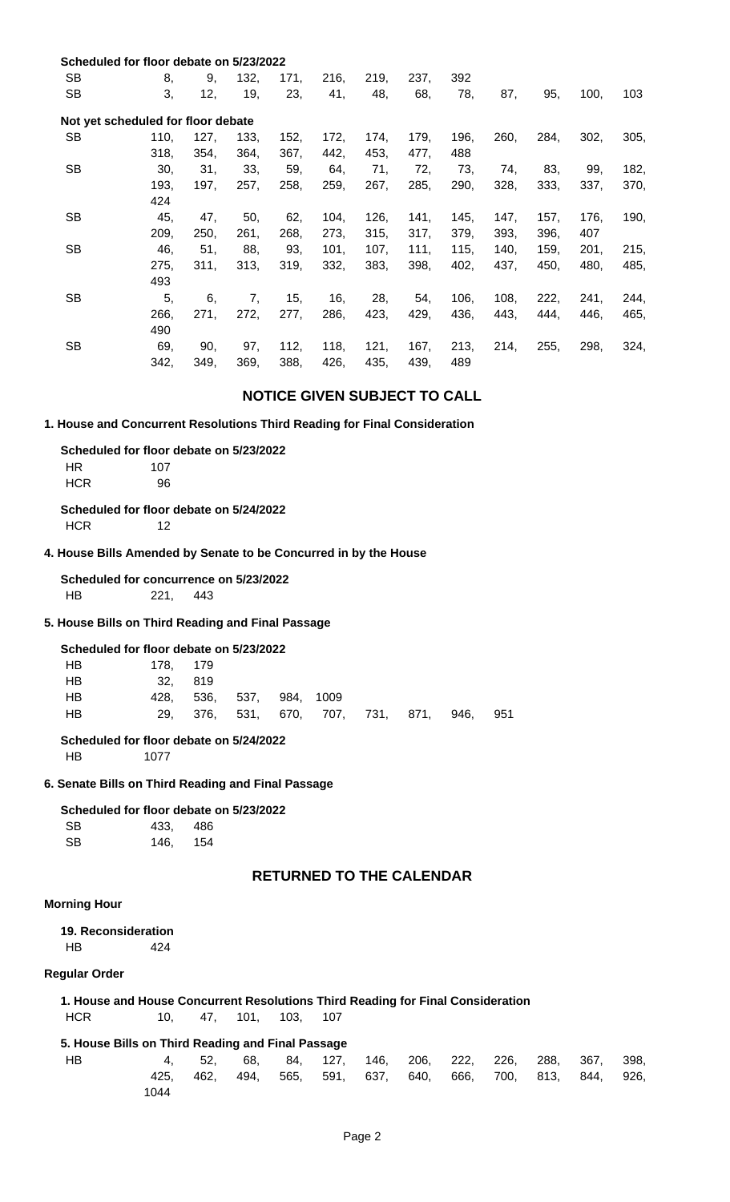**Scheduled for floor debate on 5/23/2022**

SB 8, 9, 132, 171, 216, 219, 237, 392

SB 3, 12, 19, 23, 41, 48, 68, 78, 87, 95, 100, 103

**Not yet scheduled for floor debate**

SB 110, 127, 133, 152, 172, 174, 179, 196, 260, 284, 302, 305, 318, 354, 364, 367, 442, 453, 477, 488

SB 30, 31, 33, 59, 64, 71, 72, 73, 74, 83, 99, 182, 193, 197, 257, 258, 259, 267, 285, 290, 328, 333, 337, 370, 424

SB 45, 47, 50, 62, 104, 126, 141, 145, 147, 157, 176, 190, 209, 250, 261, 268, 273, 315, 317, 379, 393, 396, 407

SB 46, 51, 88, 93, 101, 107, 111, 115, 140, 159, 201, 215, 275, 311, 313, 319, 332, 383, 398, 402, 437, 450, 480, 485, 493

SB 5, 6, 7, 15, 16, 28, 54, 106, 108, 222, 241, 244, 266, 271, 272, 277, 286, 423, 429, 436, 443, 444, 446, 465, 490

SB 69, 90, 97, 112, 118, 121, 167, 213, 214, 255, 298, 324, 342, 349, 369, 388, 426, 435, 439, 489

## NOTICE GIVEN SUBJECT TO CALL

### 1. House and Concurrent Resolutions Third Reading for Final Consideration

**Scheduled for floor debate on 5/23/2022**

HR 107

HCR 96

**Scheduled for floor debate on 5/24/2022**

HCR 12

### 4. House Bills Amended by Senate to be Concurred in by the House

**Scheduled for concurrence on 5/23/2022**

HB 221, 443

### 5. House Bills on Third Reading and Final Passage

**Scheduled for floor debate on 5/23/2022**

HB 178, 179

HB 32, 819

HB 428, 536, 537, 984, 1009

HB 29, 376, 531, 670, 707, 731, 871, 946, 951

**Scheduled for floor debate on 5/24/2022**

HB 1077

### 6. Senate Bills on Third Reading and Final Passage

**Scheduled for floor debate on 5/23/2022**

SB 433, 486

SB 146, 154

## RETURNED TO THE CALENDAR

### Morning Hour

**19. Reconsideration**

HB 424

### Regular Order

**1. House and House Concurrent Resolutions Third Reading for Final Consideration**

HCR 10, 47, 101, 103, 107

**5. House Bills on Third Reading and Final Passage**

HB 4, 52, 68, 84, 127, 146, 206, 222, 226, 288, 367, 398, 425, 462, 494, 565, 591, 637, 640, 666, 700, 813, 844, 926, 1044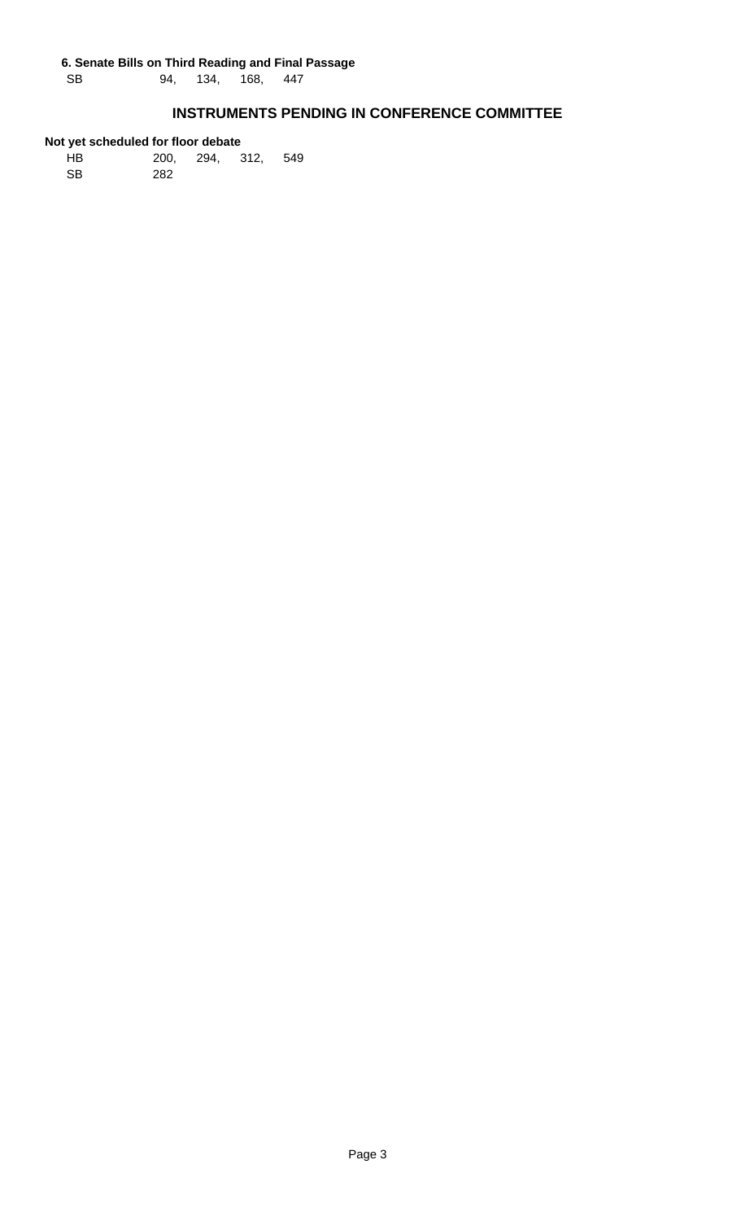**6. Senate Bills on Third Reading and Final Passage**

SB 94, 134, 168, 447

## INSTRUMENTS PENDING IN CONFERENCE COMMITTEE

**Not yet scheduled for floor debate**

HB 200, 294, 312, 549

SB 282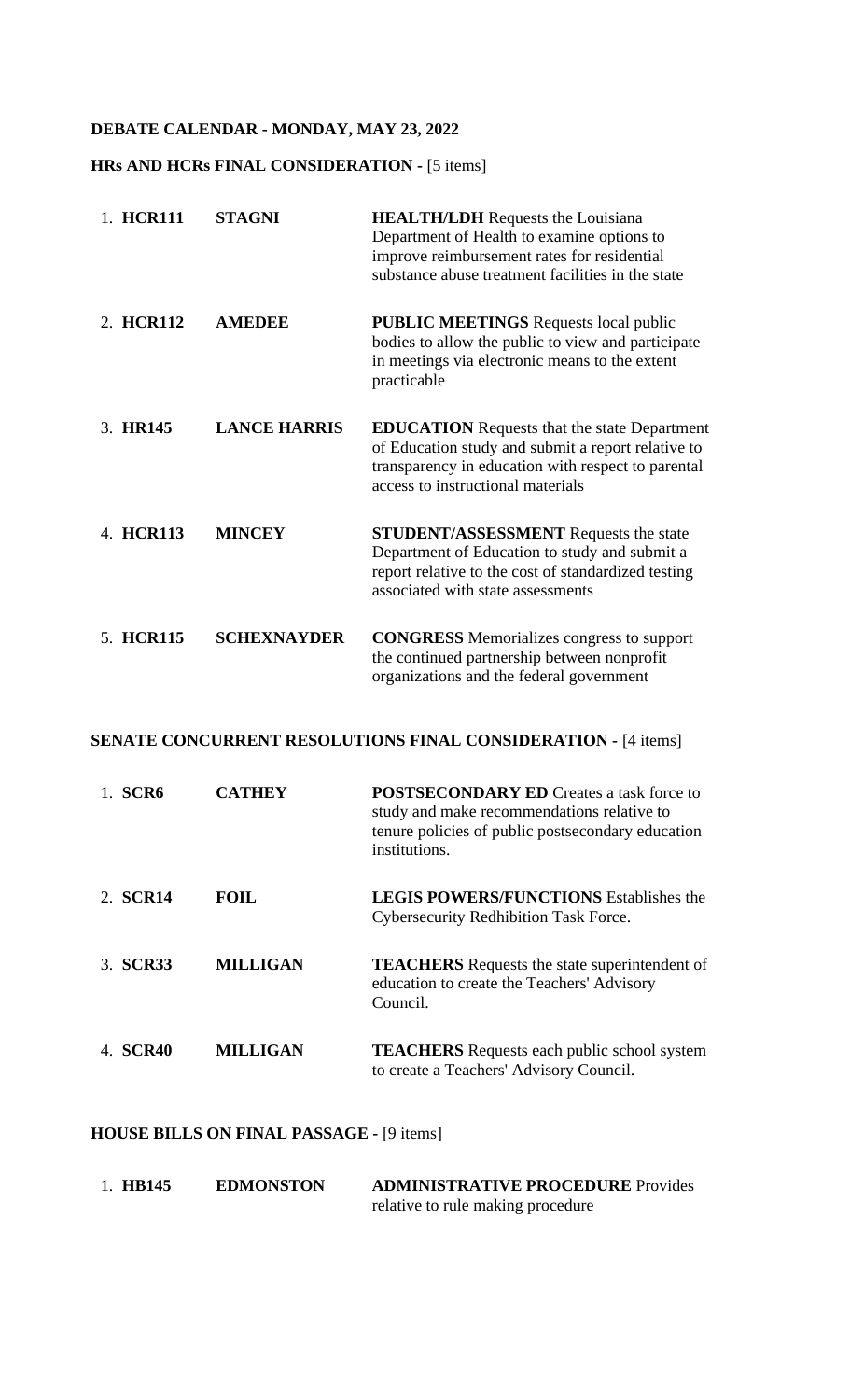**DEBATE CALENDAR - MONDAY, MAY 23, 2022**

**HRs AND HCRs FINAL CONSIDERATION -** [5 items]

| | | |
|---|---|---|
| 1. **HCR111** | **STAGNI** | **HEALTH/LDH** Requests the Louisiana Department of Health to examine options to improve reimbursement rates for residential substance abuse treatment facilities in the state |
| 2. **HCR112** | **AMEDEE** | **PUBLIC MEETINGS** Requests local public bodies to allow the public to view and participate in meetings via electronic means to the extent practicable |
| 3. **HR145** | **LANCE HARRIS** | **EDUCATION** Requests that the state Department of Education study and submit a report relative to transparency in education with respect to parental access to instructional materials |
| 4. **HCR113** | **MINCEY** | **STUDENT/ASSESSMENT** Requests the state Department of Education to study and submit a report relative to the cost of standardized testing associated with state assessments |
| 5. **HCR115** | **SCHEXNAYDER** | **CONGRESS** Memorializes congress to support the continued partnership between nonprofit organizations and the federal government |

**SENATE CONCURRENT RESOLUTIONS FINAL CONSIDERATION -** [4 items]

| | | |
|---|---|---|
| 1. **SCR6** | **CATHEY** | **POSTSECONDARY ED** Creates a task force to study and make recommendations relative to tenure policies of public postsecondary education institutions. |
| 2. **SCR14** | **FOIL** | **LEGIS POWERS/FUNCTIONS** Establishes the Cybersecurity Redhibition Task Force. |
| 3. **SCR33** | **MILLIGAN** | **TEACHERS** Requests the state superintendent of education to create the Teachers' Advisory Council. |
| 4. **SCR40** | **MILLIGAN** | **TEACHERS** Requests each public school system to create a Teachers' Advisory Council. |

**HOUSE BILLS ON FINAL PASSAGE -** [9 items]

| | | |
|---|---|---|
| 1. **HB145** | **EDMONSTON** | **ADMINISTRATIVE PROCEDURE** Provides relative to rule making procedure |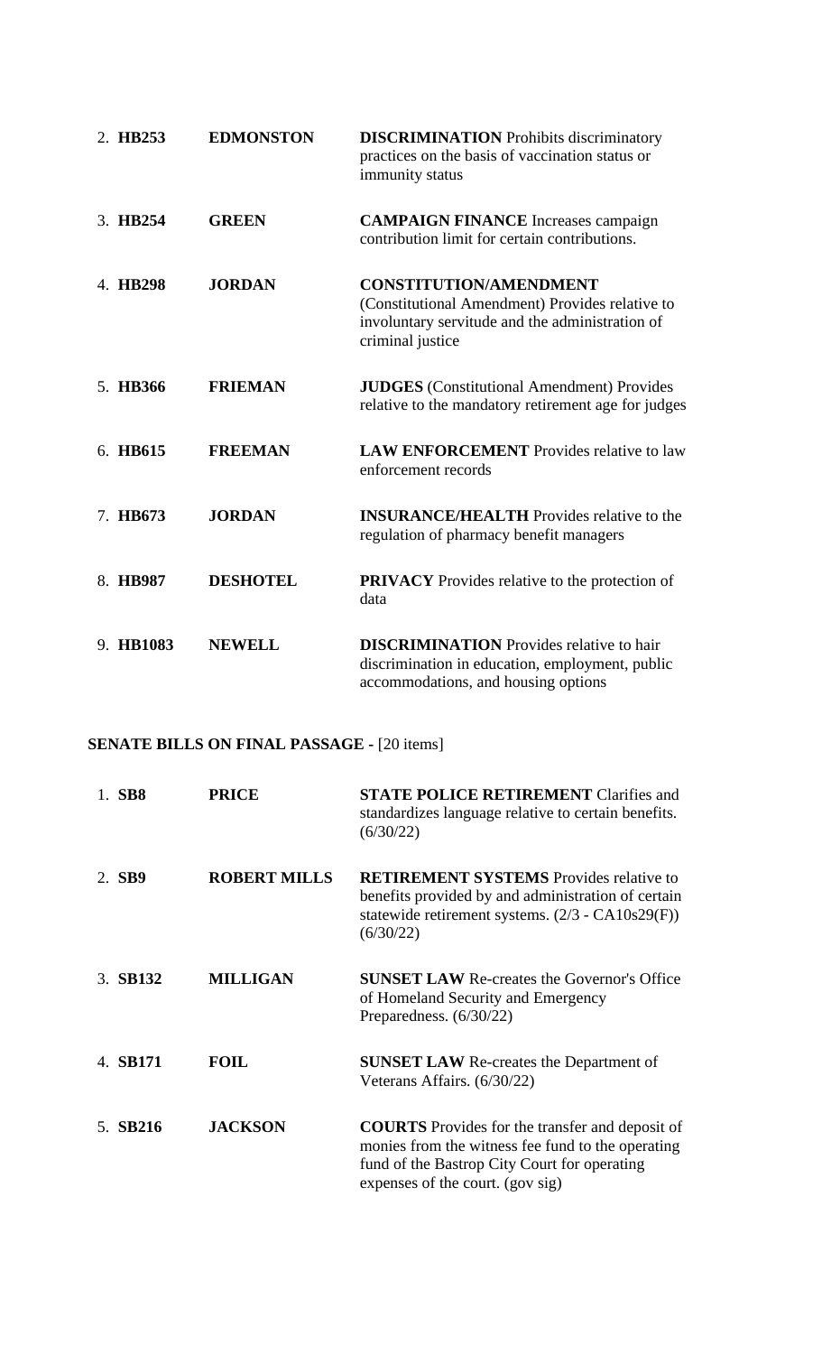| | | |
|---|---|---|
| 2. **HB253** | **EDMONSTON** | **DISCRIMINATION** Prohibits discriminatory practices on the basis of vaccination status or immunity status |
| 3. **HB254** | **GREEN** | **CAMPAIGN FINANCE** Increases campaign contribution limit for certain contributions. |
| 4. **HB298** | **JORDAN** | **CONSTITUTION/AMENDMENT** (Constitutional Amendment) Provides relative to involuntary servitude and the administration of criminal justice |
| 5. **HB366** | **FRIEMAN** | **JUDGES** (Constitutional Amendment) Provides relative to the mandatory retirement age for judges |
| 6. **HB615** | **FREEMAN** | **LAW ENFORCEMENT** Provides relative to law enforcement records |
| 7. **HB673** | **JORDAN** | **INSURANCE/HEALTH** Provides relative to the regulation of pharmacy benefit managers |
| 8. **HB987** | **DESHOTEL** | **PRIVACY** Provides relative to the protection of data |
| 9. **HB1083** | **NEWELL** | **DISCRIMINATION** Provides relative to hair discrimination in education, employment, public accommodations, and housing options |

**SENATE BILLS ON FINAL PASSAGE -** [20 items]

| | | |
|---|---|---|
| 1. **SB8** | **PRICE** | **STATE POLICE RETIREMENT** Clarifies and standardizes language relative to certain benefits. (6/30/22) |
| 2. **SB9** | **ROBERT MILLS** | **RETIREMENT SYSTEMS** Provides relative to benefits provided by and administration of certain statewide retirement systems. (2/3 - CA10s29(F)) (6/30/22) |
| 3. **SB132** | **MILLIGAN** | **SUNSET LAW** Re-creates the Governor's Office of Homeland Security and Emergency Preparedness. (6/30/22) |
| 4. **SB171** | **FOIL** | **SUNSET LAW** Re-creates the Department of Veterans Affairs. (6/30/22) |
| 5. **SB216** | **JACKSON** | **COURTS** Provides for the transfer and deposit of monies from the witness fee fund to the operating fund of the Bastrop City Court for operating expenses of the court. (gov sig) |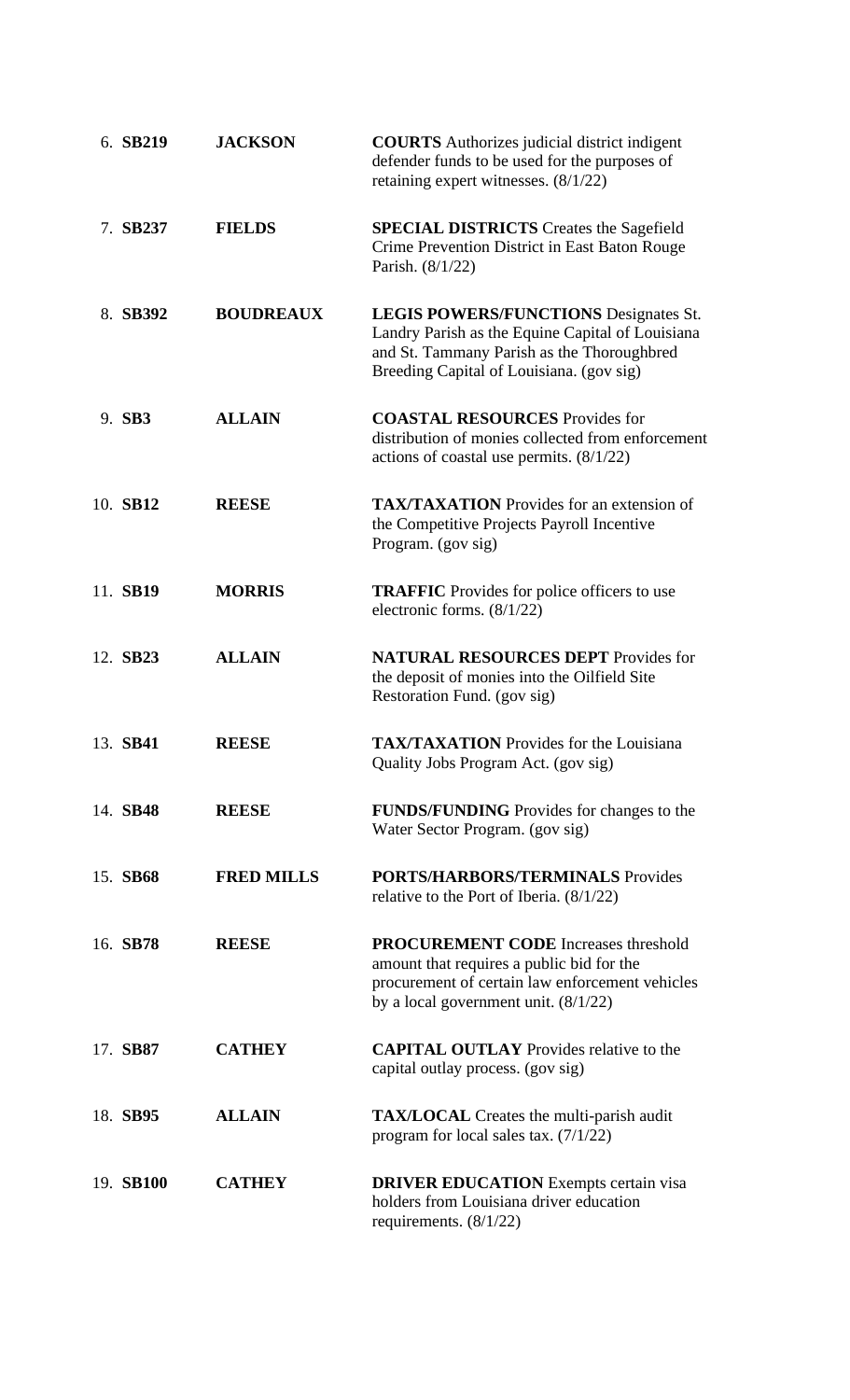| | | | |
|---|---|---|---|
| 6. | **SB219** | **JACKSON** | **COURTS** Authorizes judicial district indigent defender funds to be used for the purposes of retaining expert witnesses. (8/1/22) |
| 7. | **SB237** | **FIELDS** | **SPECIAL DISTRICTS** Creates the Sagefield Crime Prevention District in East Baton Rouge Parish. (8/1/22) |
| 8. | **SB392** | **BOUDREAUX** | **LEGIS POWERS/FUNCTIONS** Designates St. Landry Parish as the Equine Capital of Louisiana and St. Tammany Parish as the Thoroughbred Breeding Capital of Louisiana. (gov sig) |
| 9. | **SB3** | **ALLAIN** | **COASTAL RESOURCES** Provides for distribution of monies collected from enforcement actions of coastal use permits. (8/1/22) |
| 10. | **SB12** | **REESE** | **TAX/TAXATION** Provides for an extension of the Competitive Projects Payroll Incentive Program. (gov sig) |
| 11. | **SB19** | **MORRIS** | **TRAFFIC** Provides for police officers to use electronic forms. (8/1/22) |
| 12. | **SB23** | **ALLAIN** | **NATURAL RESOURCES DEPT** Provides for the deposit of monies into the Oilfield Site Restoration Fund. (gov sig) |
| 13. | **SB41** | **REESE** | **TAX/TAXATION** Provides for the Louisiana Quality Jobs Program Act. (gov sig) |
| 14. | **SB48** | **REESE** | **FUNDS/FUNDING** Provides for changes to the Water Sector Program. (gov sig) |
| 15. | **SB68** | **FRED MILLS** | **PORTS/HARBORS/TERMINALS** Provides relative to the Port of Iberia. (8/1/22) |
| 16. | **SB78** | **REESE** | **PROCUREMENT CODE** Increases threshold amount that requires a public bid for the procurement of certain law enforcement vehicles by a local government unit. (8/1/22) |
| 17. | **SB87** | **CATHEY** | **CAPITAL OUTLAY** Provides relative to the capital outlay process. (gov sig) |
| 18. | **SB95** | **ALLAIN** | **TAX/LOCAL** Creates the multi-parish audit program for local sales tax. (7/1/22) |
| 19. | **SB100** | **CATHEY** | **DRIVER EDUCATION** Exempts certain visa holders from Louisiana driver education requirements. (8/1/22) |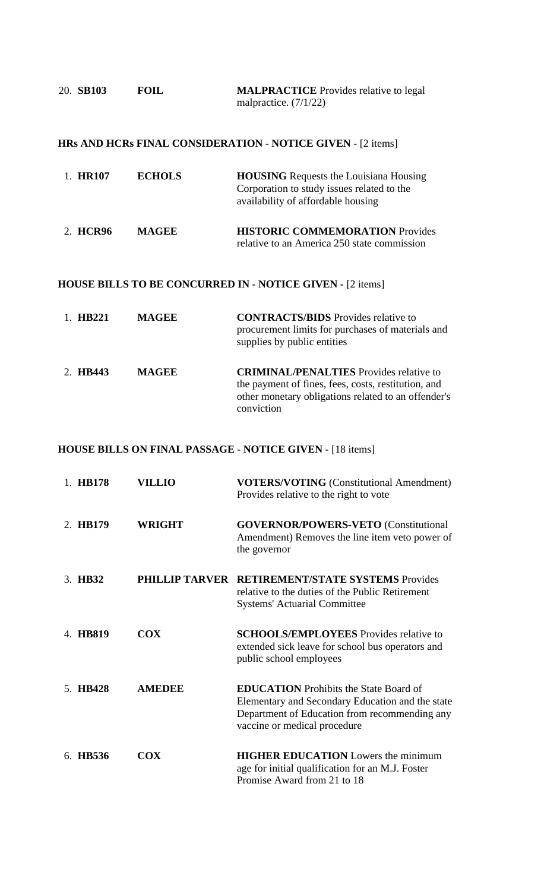| | | |
|---|---|---|
| 20. **SB103** | **FOIL** | **MALPRACTICE** Provides relative to legal malpractice. (7/1/22) |

**HRs AND HCRs FINAL CONSIDERATION - NOTICE GIVEN -** [2 items]

| | | |
|---|---|---|
| 1. **HR107** | **ECHOLS** | **HOUSING** Requests the Louisiana Housing Corporation to study issues related to the availability of affordable housing |
| 2. **HCR96** | **MAGEE** | **HISTORIC COMMEMORATION** Provides relative to an America 250 state commission |

**HOUSE BILLS TO BE CONCURRED IN - NOTICE GIVEN -** [2 items]

| | | |
|---|---|---|
| 1. **HB221** | **MAGEE** | **CONTRACTS/BIDS** Provides relative to procurement limits for purchases of materials and supplies by public entities |
| 2. **HB443** | **MAGEE** | **CRIMINAL/PENALTIES** Provides relative to the payment of fines, fees, costs, restitution, and other monetary obligations related to an offender's conviction |

**HOUSE BILLS ON FINAL PASSAGE - NOTICE GIVEN -** [18 items]

| | | |
|---|---|---|
| 1. **HB178** | **VILLIO** | **VOTERS/VOTING** (Constitutional Amendment) Provides relative to the right to vote |
| 2. **HB179** | **WRIGHT** | **GOVERNOR/POWERS-VETO** (Constitutional Amendment) Removes the line item veto power of the governor |
| 3. **HB32** | **PHILLIP TARVER** | **RETIREMENT/STATE SYSTEMS** Provides relative to the duties of the Public Retirement Systems' Actuarial Committee |
| 4. **HB819** | **COX** | **SCHOOLS/EMPLOYEES** Provides relative to extended sick leave for school bus operators and public school employees |
| 5. **HB428** | **AMEDEE** | **EDUCATION** Prohibits the State Board of Elementary and Secondary Education and the state Department of Education from recommending any vaccine or medical procedure |
| 6. **HB536** | **COX** | **HIGHER EDUCATION** Lowers the minimum age for initial qualification for an M.J. Foster Promise Award from 21 to 18 |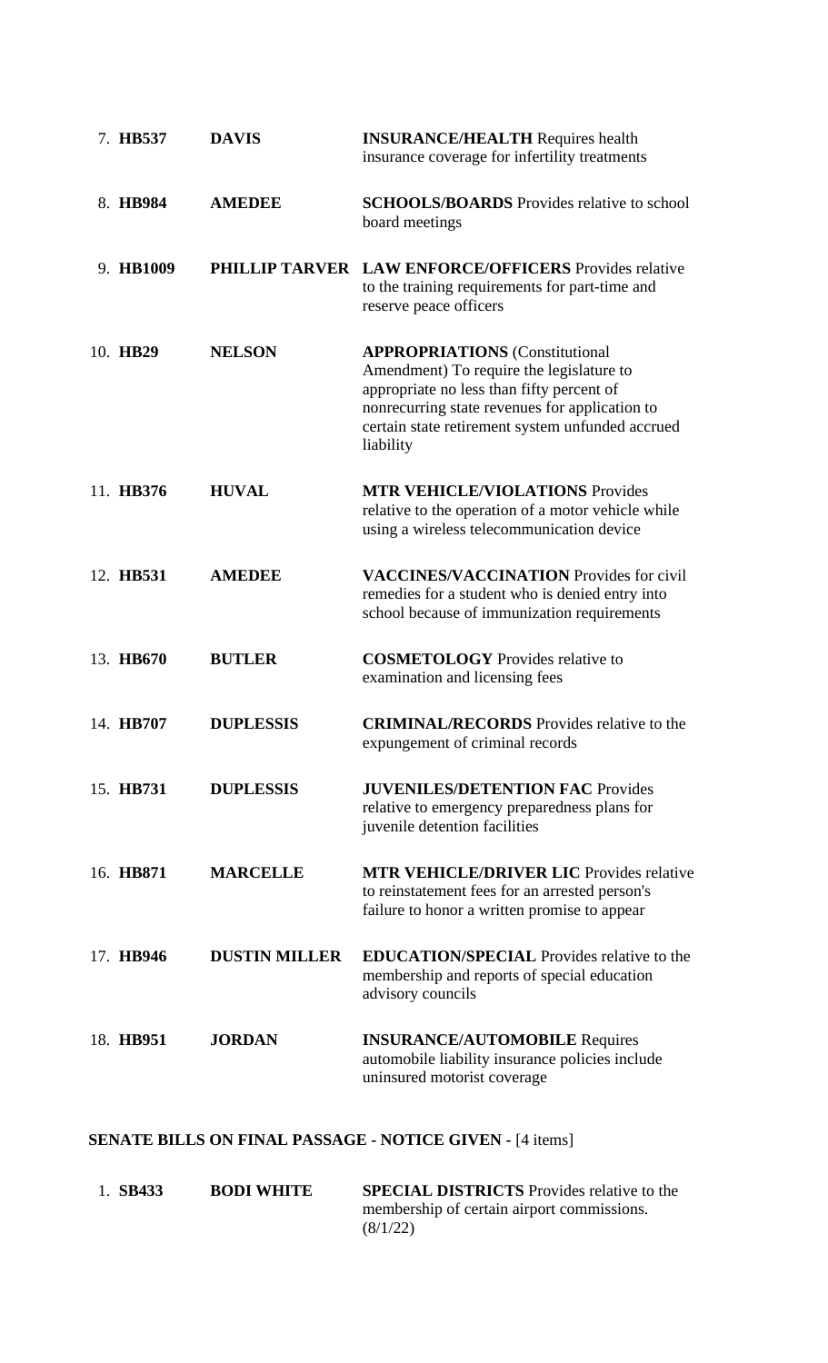| | | |
|---|---|---|
| 7. **HB537** | **DAVIS** | **INSURANCE/HEALTH** Requires health insurance coverage for infertility treatments |
| 8. **HB984** | **AMEDEE** | **SCHOOLS/BOARDS** Provides relative to school board meetings |
| 9. **HB1009** | **PHILLIP TARVER** | **LAW ENFORCE/OFFICERS** Provides relative to the training requirements for part-time and reserve peace officers |
| 10. **HB29** | **NELSON** | **APPROPRIATIONS** (Constitutional Amendment) To require the legislature to appropriate no less than fifty percent of nonrecurring state revenues for application to certain state retirement system unfunded accrued liability |
| 11. **HB376** | **HUVAL** | **MTR VEHICLE/VIOLATIONS** Provides relative to the operation of a motor vehicle while using a wireless telecommunication device |
| 12. **HB531** | **AMEDEE** | **VACCINES/VACCINATION** Provides for civil remedies for a student who is denied entry into school because of immunization requirements |
| 13. **HB670** | **BUTLER** | **COSMETOLOGY** Provides relative to examination and licensing fees |
| 14. **HB707** | **DUPLESSIS** | **CRIMINAL/RECORDS** Provides relative to the expungement of criminal records |
| 15. **HB731** | **DUPLESSIS** | **JUVENILES/DETENTION FAC** Provides relative to emergency preparedness plans for juvenile detention facilities |
| 16. **HB871** | **MARCELLE** | **MTR VEHICLE/DRIVER LIC** Provides relative to reinstatement fees for an arrested person's failure to honor a written promise to appear |
| 17. **HB946** | **DUSTIN MILLER** | **EDUCATION/SPECIAL** Provides relative to the membership and reports of special education advisory councils |
| 18. **HB951** | **JORDAN** | **INSURANCE/AUTOMOBILE** Requires automobile liability insurance policies include uninsured motorist coverage |

**SENATE BILLS ON FINAL PASSAGE - NOTICE GIVEN -** [4 items]

| | | |
|---|---|---|
| 1. **SB433** | **BODI WHITE** | **SPECIAL DISTRICTS** Provides relative to the membership of certain airport commissions. (8/1/22) |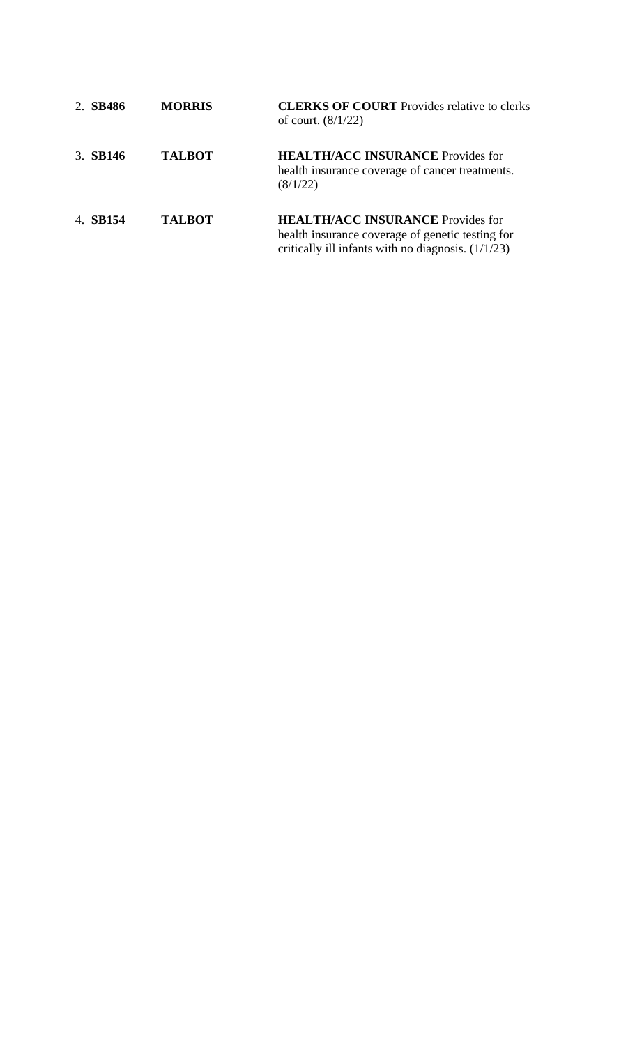2. **SB486** **MORRIS** **CLERKS OF COURT** Provides relative to clerks of court. (8/1/22)

3. **SB146** **TALBOT** **HEALTH/ACC INSURANCE** Provides for health insurance coverage of cancer treatments. (8/1/22)

4. **SB154** **TALBOT** **HEALTH/ACC INSURANCE** Provides for health insurance coverage of genetic testing for critically ill infants with no diagnosis. (1/1/23)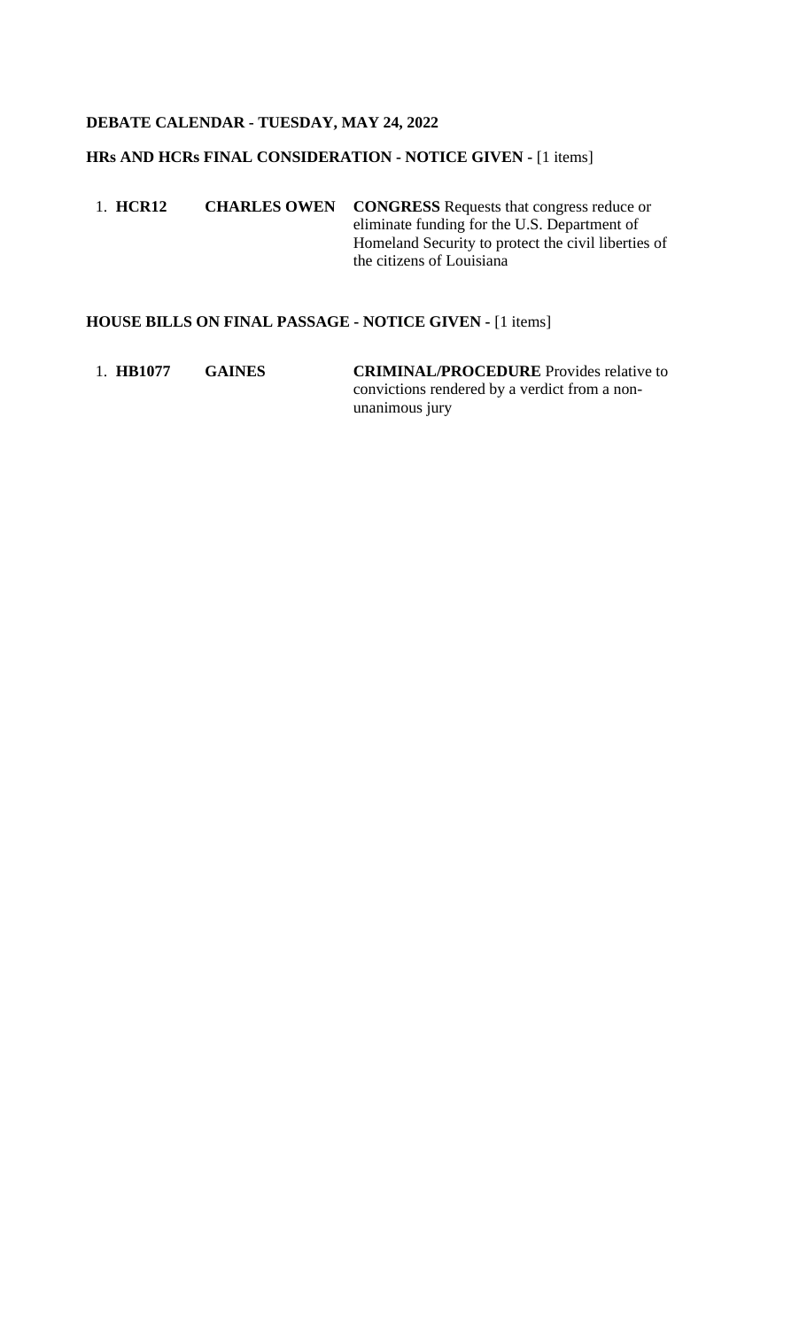**DEBATE CALENDAR - TUESDAY, MAY 24, 2022**

**HRs AND HCRs FINAL CONSIDERATION - NOTICE GIVEN -** [1 items]

| | | | |
|---|---|---|---|
| 1. | **HCR12** | **CHARLES OWEN** | **CONGRESS** Requests that congress reduce or eliminate funding for the U.S. Department of Homeland Security to protect the civil liberties of the citizens of Louisiana |

**HOUSE BILLS ON FINAL PASSAGE - NOTICE GIVEN -** [1 items]

| | | | |
|---|---|---|---|
| 1. | **HB1077** | **GAINES** | **CRIMINAL/PROCEDURE** Provides relative to convictions rendered by a verdict from a non-unanimous jury |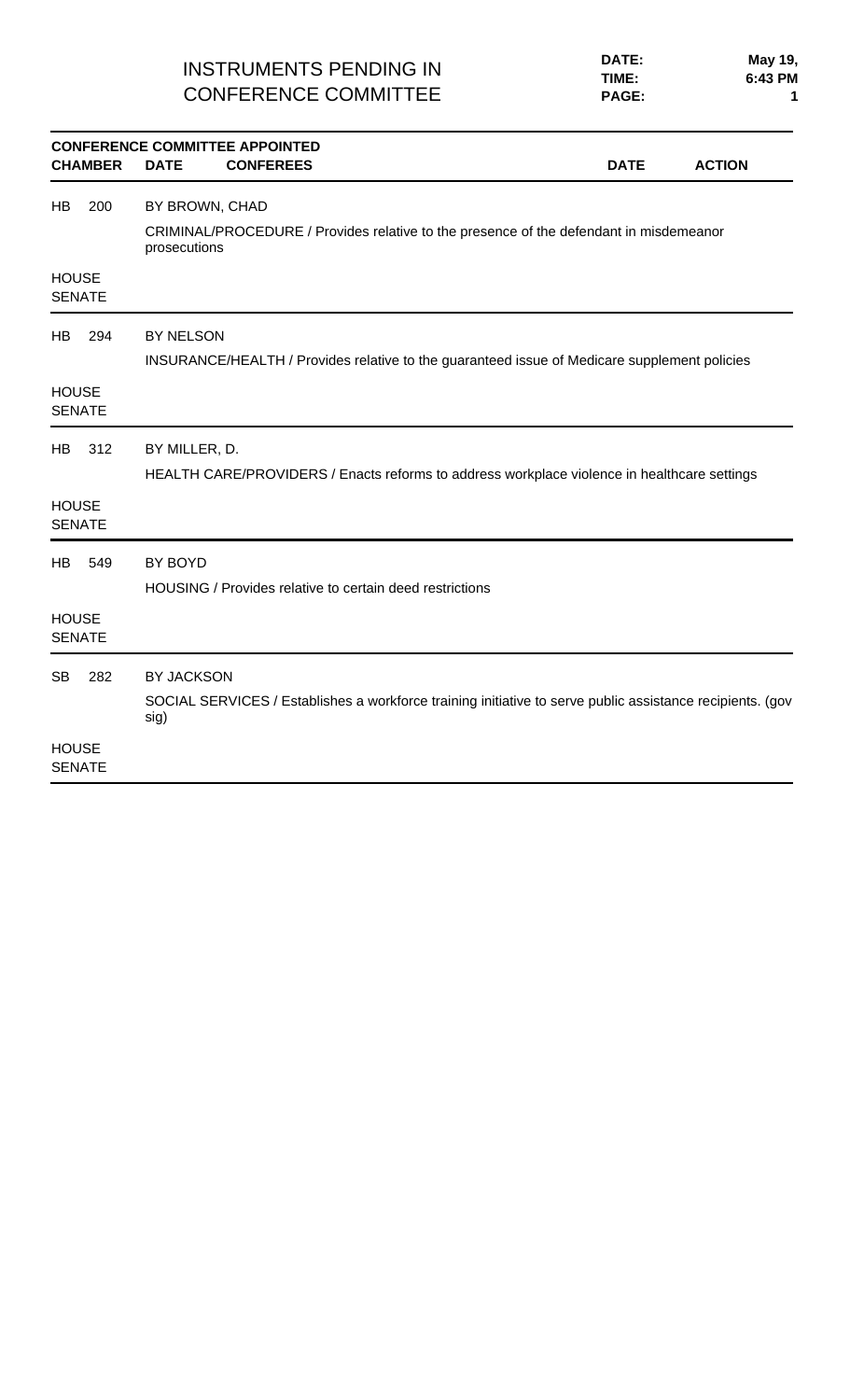# INSTRUMENTS PENDING IN CONFERENCE COMMITTEE

**DATE:** **May 19,**
**TIME:** **6:43 PM**

**CONFERENCE COMMITTEE APPOINTED**

| CHAMBER | DATE | CONFEREES | DATE | ACTION |
|---|---|---|---|---|

**HB 200** BY BROWN, CHAD

CRIMINAL/PROCEDURE / Provides relative to the presence of the defendant in misdemeanor prosecutions

HOUSE
SENATE

---

**HB 294** BY NELSON

INSURANCE/HEALTH / Provides relative to the guaranteed issue of Medicare supplement policies

HOUSE
SENATE

---

**HB 312** BY MILLER, D.

HEALTH CARE/PROVIDERS / Enacts reforms to address workplace violence in healthcare settings

HOUSE
SENATE

---

**HB 549** BY BOYD

HOUSING / Provides relative to certain deed restrictions

HOUSE
SENATE

---

**SB 282** BY JACKSON

SOCIAL SERVICES / Establishes a workforce training initiative to serve public assistance recipients. (gov sig)

HOUSE
SENATE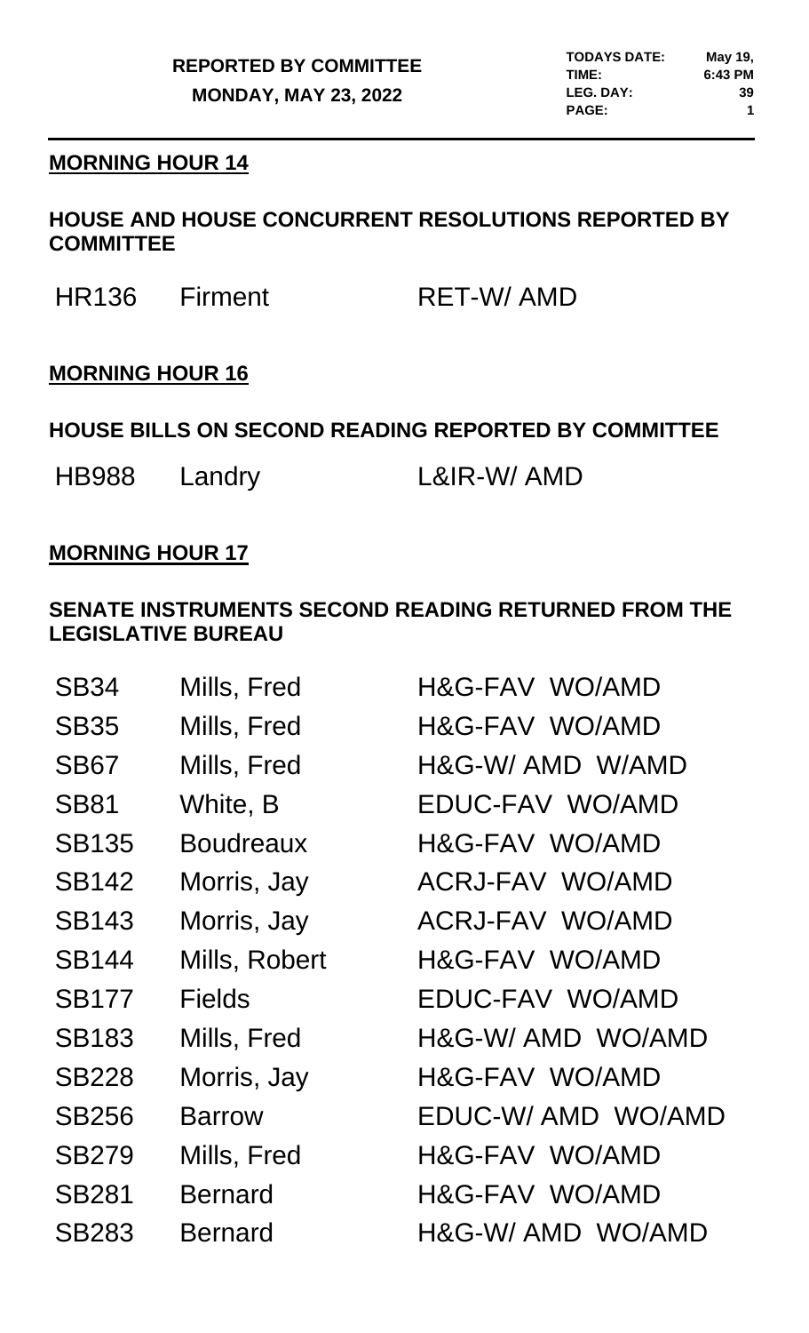**REPORTED BY COMMITTEE**

**MONDAY, MAY 23, 2022**

| | |
|---|---|
| **TODAYS DATE:** | **May 19,** |
| **TIME:** | **6:43 PM** |
| **LEG. DAY:** | **39** |
| **PAGE:** | **1** |

## MORNING HOUR 14

### HOUSE AND HOUSE CONCURRENT RESOLUTIONS REPORTED BY COMMITTEE

| | | |
|---|---|---|
| HR136 | Firment | RET-W/ AMD |

## MORNING HOUR 16

### HOUSE BILLS ON SECOND READING REPORTED BY COMMITTEE

| | | |
|---|---|---|
| HB988 | Landry | L&IR-W/ AMD |

## MORNING HOUR 17

### SENATE INSTRUMENTS SECOND READING RETURNED FROM THE LEGISLATIVE BUREAU

| | | |
|---|---|---|
| SB34 | Mills, Fred | H&G-FAV WO/AMD |
| SB35 | Mills, Fred | H&G-FAV WO/AMD |
| SB67 | Mills, Fred | H&G-W/ AMD W/AMD |
| SB81 | White, B | EDUC-FAV WO/AMD |
| SB135 | Boudreaux | H&G-FAV WO/AMD |
| SB142 | Morris, Jay | ACRJ-FAV WO/AMD |
| SB143 | Morris, Jay | ACRJ-FAV WO/AMD |
| SB144 | Mills, Robert | H&G-FAV WO/AMD |
| SB177 | Fields | EDUC-FAV WO/AMD |
| SB183 | Mills, Fred | H&G-W/ AMD WO/AMD |
| SB228 | Morris, Jay | H&G-FAV WO/AMD |
| SB256 | Barrow | EDUC-W/ AMD WO/AMD |
| SB279 | Mills, Fred | H&G-FAV WO/AMD |
| SB281 | Bernard | H&G-FAV WO/AMD |
| SB283 | Bernard | H&G-W/ AMD WO/AMD |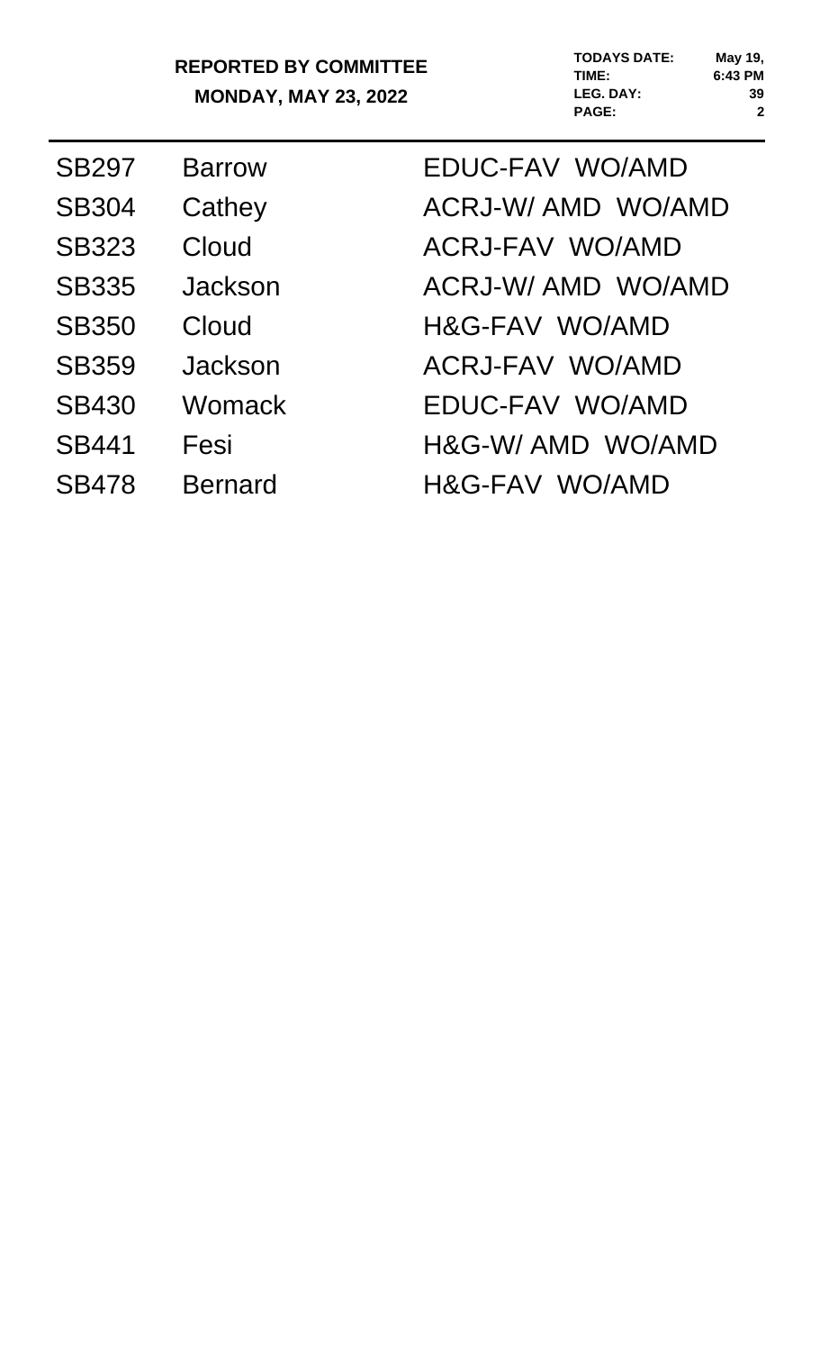**REPORTED BY COMMITTEE**

**MONDAY, MAY 23, 2022**

**TODAYS DATE:** May 19,
**TIME:** 6:43 PM
**LEG. DAY:** 39

| | | |
|---|---|---|
| SB297 | Barrow | EDUC-FAV WO/AMD |
| SB304 | Cathey | ACRJ-W/ AMD WO/AMD |
| SB323 | Cloud | ACRJ-FAV WO/AMD |
| SB335 | Jackson | ACRJ-W/ AMD WO/AMD |
| SB350 | Cloud | H&G-FAV WO/AMD |
| SB359 | Jackson | ACRJ-FAV WO/AMD |
| SB430 | Womack | EDUC-FAV WO/AMD |
| SB441 | Fesi | H&G-W/ AMD WO/AMD |
| SB478 | Bernard | H&G-FAV WO/AMD |